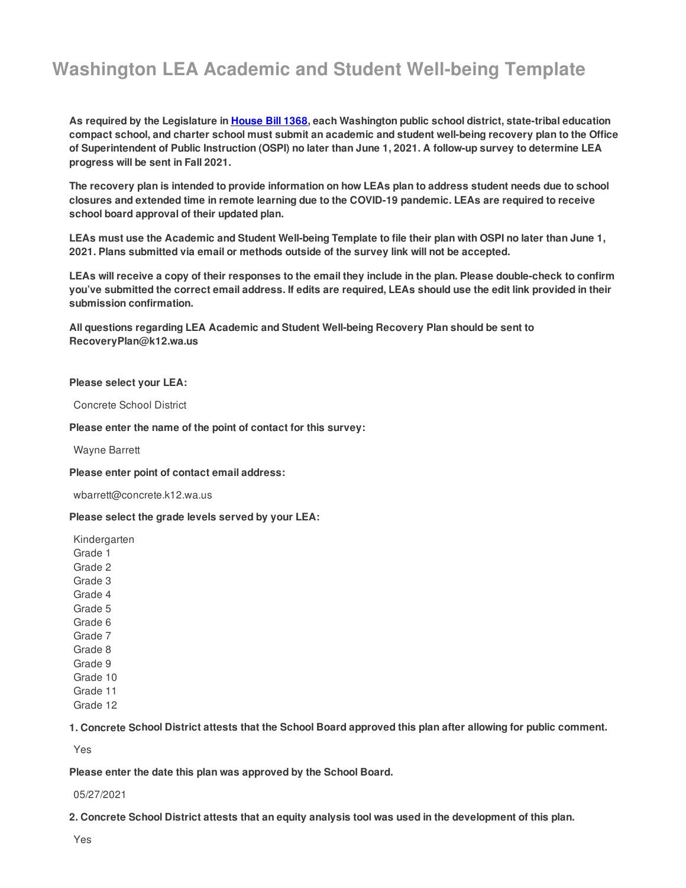# Washington LEA Academic and Student Well-being Template

**As required by the Legislature in [House Bill 1368](), each Washington public school district, state-tribal education compact school, and charter school must submit an academic and student well-being recovery plan to the Office of Superintendent of Public Instruction (OSPI) no later than June 1, 2021. A follow-up survey to determine LEA progress will be sent in Fall 2021.**

**The recovery plan is intended to provide information on how LEAs plan to address student needs due to school closures and extended time in remote learning due to the COVID-19 pandemic. LEAs are required to receive school board approval of their updated plan.**

**LEAs must use the Academic and Student Well-being Template to file their plan with OSPI no later than June 1, 2021. Plans submitted via email or methods outside of the survey link will not be accepted.**

**LEAs will receive a copy of their responses to the email they include in the plan. Please double-check to confirm you've submitted the correct email address. If edits are required, LEAs should use the edit link provided in their submission confirmation.**

**All questions regarding LEA Academic and Student Well-being Recovery Plan should be sent to RecoveryPlan@k12.wa.us**

**Please select your LEA:**

Concrete School District

**Please enter the name of the point of contact for this survey:**

Wayne Barrett

**Please enter point of contact email address:**

wbarrett@concrete.k12.wa.us

**Please select the grade levels served by your LEA:**

Kindergarten
Grade 1
Grade 2
Grade 3
Grade 4
Grade 5
Grade 6
Grade 7
Grade 8
Grade 9
Grade 10
Grade 11
Grade 12

**1. Concrete School District attests that the School Board approved this plan after allowing for public comment.**

Yes

**Please enter the date this plan was approved by the School Board.**

05/27/2021

**2. Concrete School District attests that an equity analysis tool was used in the development of this plan.**

Yes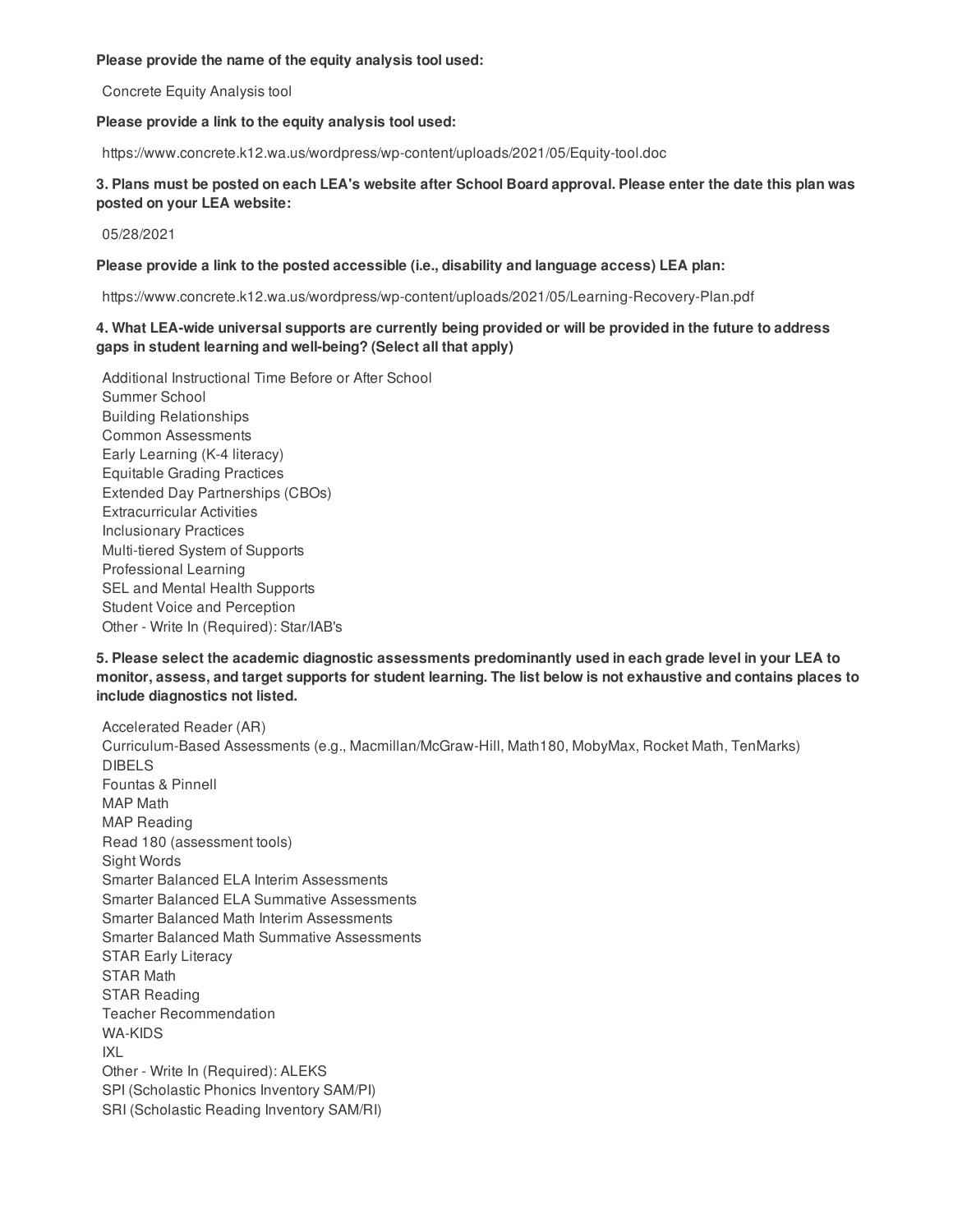**Please provide the name of the equity analysis tool used:**

Concrete Equity Analysis tool

**Please provide a link to the equity analysis tool used:**

https://www.concrete.k12.wa.us/wordpress/wp-content/uploads/2021/05/Equity-tool.doc

**3. Plans must be posted on each LEA's website after School Board approval. Please enter the date this plan was posted on your LEA website:**

05/28/2021

**Please provide a link to the posted accessible (i.e., disability and language access) LEA plan:**

https://www.concrete.k12.wa.us/wordpress/wp-content/uploads/2021/05/Learning-Recovery-Plan.pdf

**4. What LEA-wide universal supports are currently being provided or will be provided in the future to address gaps in student learning and well-being? (Select all that apply)**

Additional Instructional Time Before or After School
Summer School
Building Relationships
Common Assessments
Early Learning (K-4 literacy)
Equitable Grading Practices
Extended Day Partnerships (CBOs)
Extracurricular Activities
Inclusionary Practices
Multi-tiered System of Supports
Professional Learning
SEL and Mental Health Supports
Student Voice and Perception
Other - Write In (Required): Star/IAB's

**5. Please select the academic diagnostic assessments predominantly used in each grade level in your LEA to monitor, assess, and target supports for student learning. The list below is not exhaustive and contains places to include diagnostics not listed.**

Accelerated Reader (AR)
Curriculum-Based Assessments (e.g., Macmillan/McGraw-Hill, Math180, MobyMax, Rocket Math, TenMarks)
DIBELS
Fountas & Pinnell
MAP Math
MAP Reading
Read 180 (assessment tools)
Sight Words
Smarter Balanced ELA Interim Assessments
Smarter Balanced ELA Summative Assessments
Smarter Balanced Math Interim Assessments
Smarter Balanced Math Summative Assessments
STAR Early Literacy
STAR Math
STAR Reading
Teacher Recommendation
WA-KIDS
IXL
Other - Write In (Required): ALEKS
SPI (Scholastic Phonics Inventory SAM/PI)
SRI (Scholastic Reading Inventory SAM/RI)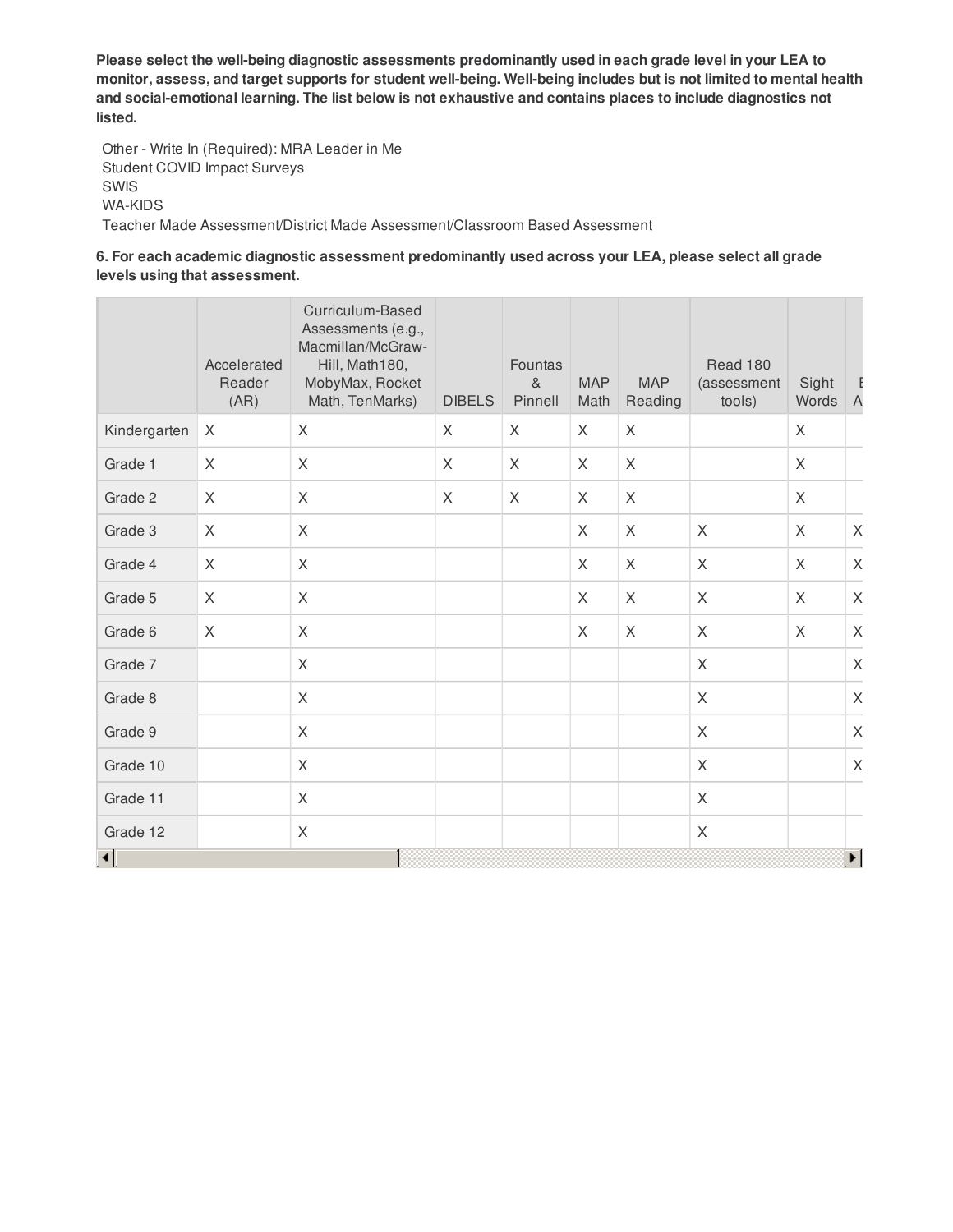**Please select the well-being diagnostic assessments predominantly used in each grade level in your LEA to monitor, assess, and target supports for student well-being. Well-being includes but is not limited to mental health and social-emotional learning. The list below is not exhaustive and contains places to include diagnostics not listed.**

Other - Write In (Required): MRA Leader in Me
Student COVID Impact Surveys
SWIS
WA-KIDS
Teacher Made Assessment/District Made Assessment/Classroom Based Assessment

**6. For each academic diagnostic assessment predominantly used across your LEA, please select all grade levels using that assessment.**

| | Accelerated Reader (AR) | Curriculum-Based Assessments (e.g., Macmillan/McGraw-Hill, Math180, MobyMax, Rocket Math, TenMarks) | DIBELS | Fountas & Pinnell | MAP Math | MAP Reading | Read 180 (assessment tools) | Sight Words | E A |
|---|---|---|---|---|---|---|---|---|---|
| Kindergarten | X | X | X | X | X | X | | X | |
| Grade 1 | X | X | X | X | X | X | | X | |
| Grade 2 | X | X | X | X | X | X | | X | |
| Grade 3 | X | X | | | X | X | X | X | X |
| Grade 4 | X | X | | | X | X | X | X | X |
| Grade 5 | X | X | | | X | X | X | X | X |
| Grade 6 | X | X | | | X | X | X | X | X |
| Grade 7 | | X | | | | | X | | X |
| Grade 8 | | X | | | | | X | | X |
| Grade 9 | | X | | | | | X | | X |
| Grade 10 | | X | | | | | X | | X |
| Grade 11 | | X | | | | | X | | |
| Grade 12 | | X | | | | | X | | |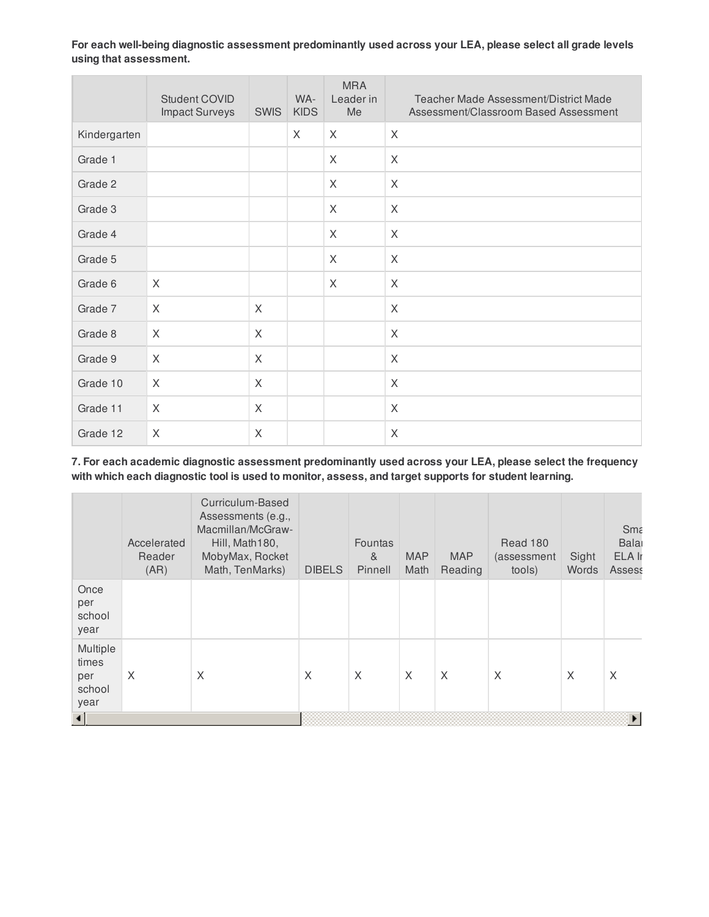**For each well-being diagnostic assessment predominantly used across your LEA, please select all grade levels using that assessment.**

| | Student COVID Impact Surveys | SWIS | WA-KIDS | MRA Leader in Me | Teacher Made Assessment/District Made Assessment/Classroom Based Assessment |
|---|---|---|---|---|---|
| Kindergarten | | | X | X | X |
| Grade 1 | | | | X | X |
| Grade 2 | | | | X | X |
| Grade 3 | | | | X | X |
| Grade 4 | | | | X | X |
| Grade 5 | | | | X | X |
| Grade 6 | X | | | X | X |
| Grade 7 | X | X | | | X |
| Grade 8 | X | X | | | X |
| Grade 9 | X | X | | | X |
| Grade 10 | X | X | | | X |
| Grade 11 | X | X | | | X |
| Grade 12 | X | X | | | X |

**7. For each academic diagnostic assessment predominantly used across your LEA, please select the frequency with which each diagnostic tool is used to monitor, assess, and target supports for student learning.**

| | Accelerated Reader (AR) | Curriculum-Based Assessments (e.g., Macmillan/McGraw-Hill, Math180, MobyMax, Rocket Math, TenMarks) | DIBELS | Fountas & Pinnell | MAP Math | MAP Reading | Read 180 (assessment tools) | Sight Words | Sma Balaı ELA Ir Assess |
|---|---|---|---|---|---|---|---|---|---|
| Once per school year | | | | | | | | | |
| Multiple times per school year | X | X | X | X | X | X | X | X | X |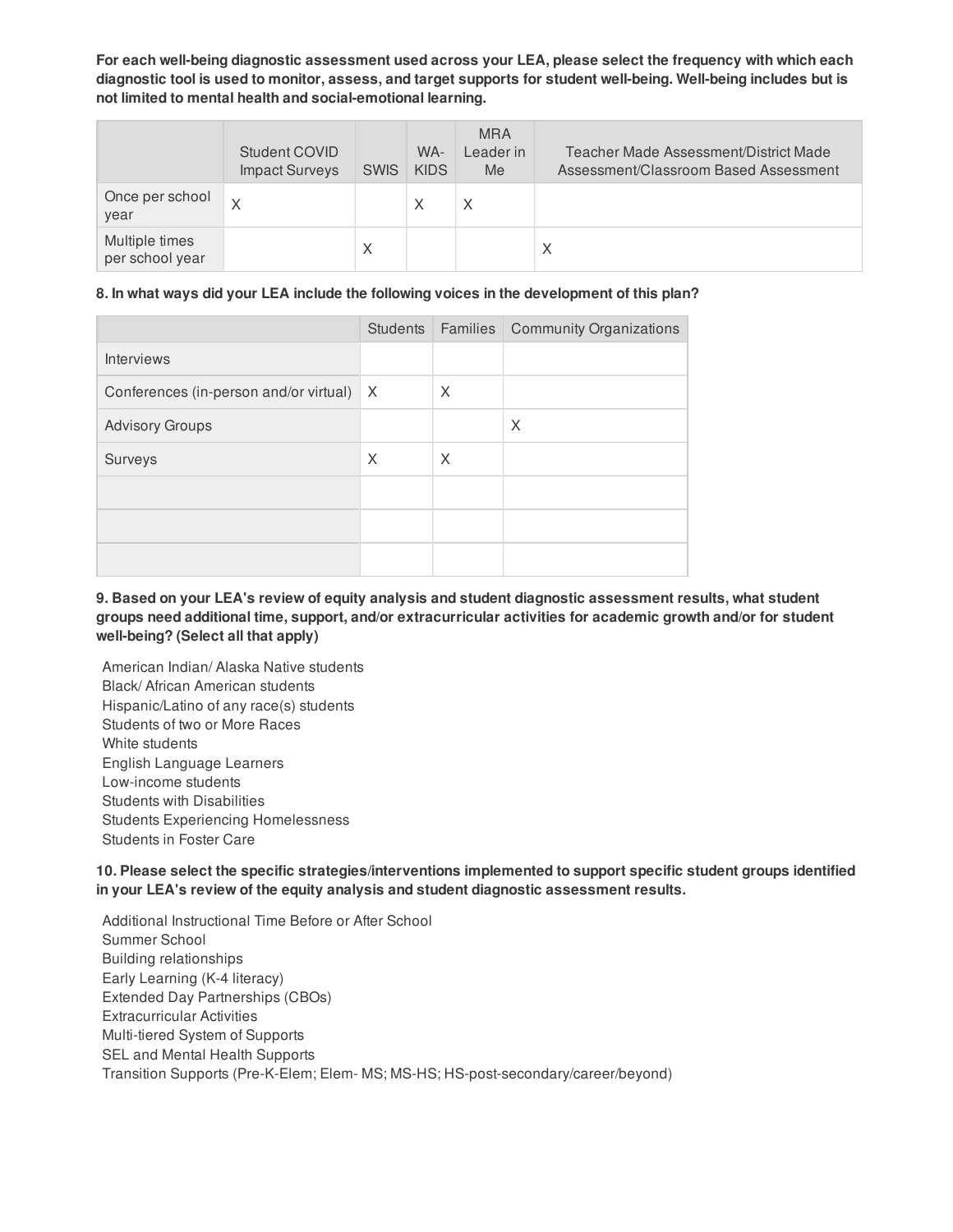**For each well-being diagnostic assessment used across your LEA, please select the frequency with which each diagnostic tool is used to monitor, assess, and target supports for student well-being. Well-being includes but is not limited to mental health and social-emotional learning.**

| | Student COVID Impact Surveys | SWIS | WA-KIDS | MRA Leader in Me | Teacher Made Assessment/District Made Assessment/Classroom Based Assessment |
|---|---|---|---|---|---|
| Once per school year | X | | X | X | |
| Multiple times per school year | | X | | | X |

**8. In what ways did your LEA include the following voices in the development of this plan?**

| | Students | Families | Community Organizations |
|---|---|---|---|
| Interviews | | | |
| Conferences (in-person and/or virtual) | X | X | |
| Advisory Groups | | | X |
| Surveys | X | X | |
| | | | |
| | | | |
| | | | |

**9. Based on your LEA's review of equity analysis and student diagnostic assessment results, what student groups need additional time, support, and/or extracurricular activities for academic growth and/or for student well-being? (Select all that apply)**

American Indian/ Alaska Native students
Black/ African American students
Hispanic/Latino of any race(s) students
Students of two or More Races
White students
English Language Learners
Low-income students
Students with Disabilities
Students Experiencing Homelessness
Students in Foster Care

**10. Please select the specific strategies/interventions implemented to support specific student groups identified in your LEA's review of the equity analysis and student diagnostic assessment results.**

Additional Instructional Time Before or After School
Summer School
Building relationships
Early Learning (K-4 literacy)
Extended Day Partnerships (CBOs)
Extracurricular Activities
Multi-tiered System of Supports
SEL and Mental Health Supports
Transition Supports (Pre-K-Elem; Elem- MS; MS-HS; HS-post-secondary/career/beyond)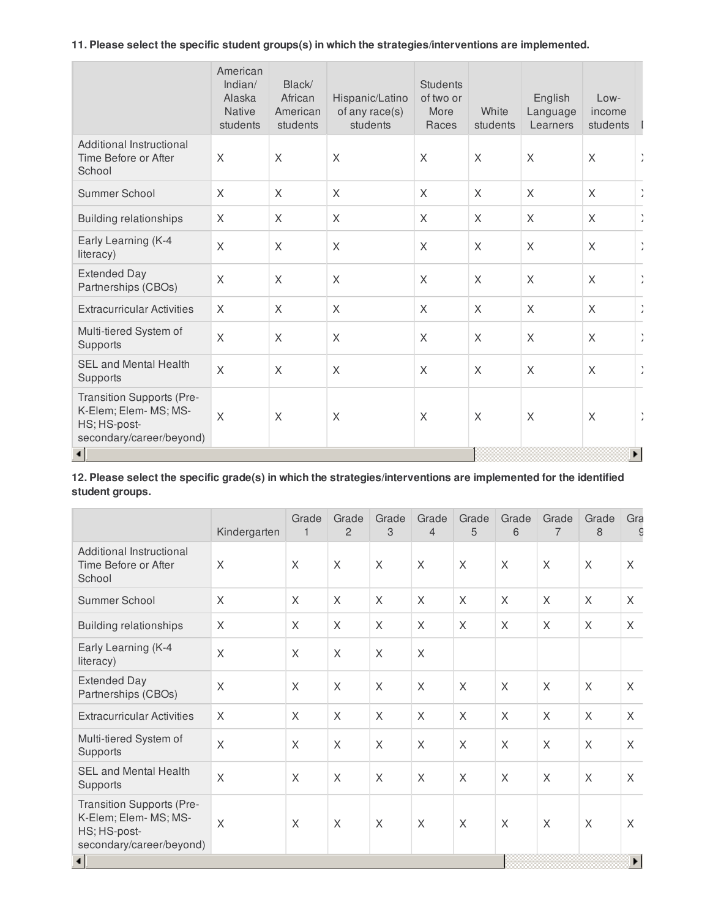**11. Please select the specific student groups(s) in which the strategies/interventions are implemented.**

| | American Indian/ Alaska Native students | Black/ African American students | Hispanic/Latino of any race(s) students | Students of two or More Races | White students | English Language Learners | Low-income students | [ |
|---|---|---|---|---|---|---|---|---|
| Additional Instructional Time Before or After School | X | X | X | X | X | X | X | ) |
| Summer School | X | X | X | X | X | X | X | ) |
| Building relationships | X | X | X | X | X | X | X | ) |
| Early Learning (K-4 literacy) | X | X | X | X | X | X | X | ) |
| Extended Day Partnerships (CBOs) | X | X | X | X | X | X | X | ) |
| Extracurricular Activities | X | X | X | X | X | X | X | ) |
| Multi-tiered System of Supports | X | X | X | X | X | X | X | ) |
| SEL and Mental Health Supports | X | X | X | X | X | X | X | ) |
| Transition Supports (Pre-K-Elem; Elem- MS; MS-HS; HS-post-secondary/career/beyond) | X | X | X | X | X | X | X | ) |

**12. Please select the specific grade(s) in which the strategies/interventions are implemented for the identified student groups.**

| | Kindergarten | Grade 1 | Grade 2 | Grade 3 | Grade 4 | Grade 5 | Grade 6 | Grade 7 | Grade 8 | Gra 9 |
|---|---|---|---|---|---|---|---|---|---|---|
| Additional Instructional Time Before or After School | X | X | X | X | X | X | X | X | X | X |
| Summer School | X | X | X | X | X | X | X | X | X | X |
| Building relationships | X | X | X | X | X | X | X | X | X | X |
| Early Learning (K-4 literacy) | X | X | X | X | X | | | | | |
| Extended Day Partnerships (CBOs) | X | X | X | X | X | X | X | X | X | X |
| Extracurricular Activities | X | X | X | X | X | X | X | X | X | X |
| Multi-tiered System of Supports | X | X | X | X | X | X | X | X | X | X |
| SEL and Mental Health Supports | X | X | X | X | X | X | X | X | X | X |
| Transition Supports (Pre-K-Elem; Elem- MS; MS-HS; HS-post-secondary/career/beyond) | X | X | X | X | X | X | X | X | X | X |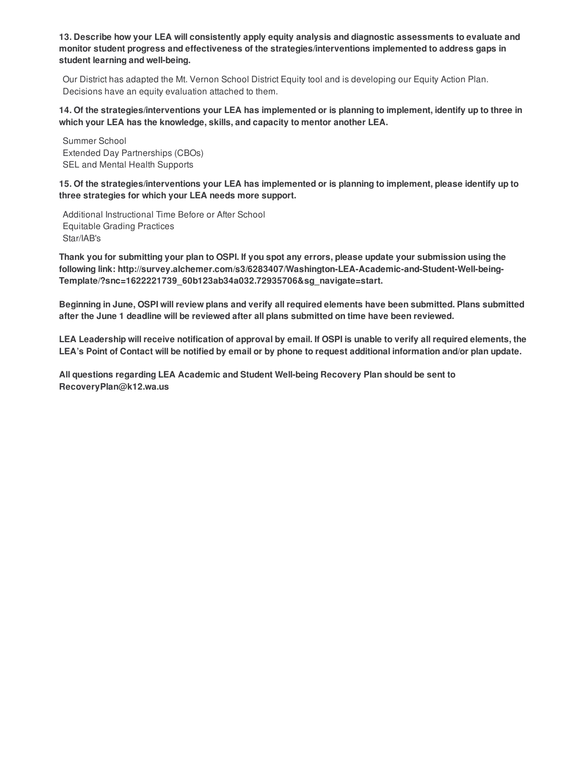**13. Describe how your LEA will consistently apply equity analysis and diagnostic assessments to evaluate and monitor student progress and effectiveness of the strategies/interventions implemented to address gaps in student learning and well-being.**

Our District has adapted the Mt. Vernon School District Equity tool and is developing our Equity Action Plan. Decisions have an equity evaluation attached to them.

**14. Of the strategies/interventions your LEA has implemented or is planning to implement, identify up to three in which your LEA has the knowledge, skills, and capacity to mentor another LEA.**

Summer School
Extended Day Partnerships (CBOs)
SEL and Mental Health Supports

**15. Of the strategies/interventions your LEA has implemented or is planning to implement, please identify up to three strategies for which your LEA needs more support.**

Additional Instructional Time Before or After School
Equitable Grading Practices
Star/IAB's

**Thank you for submitting your plan to OSPI. If you spot any errors, please update your submission using the following link: http://survey.alchemer.com/s3/6283407/Washington-LEA-Academic-and-Student-Well-being-Template/?snc=1622221739_60b123ab34a032.72935706&sg_navigate=start.**

**Beginning in June, OSPI will review plans and verify all required elements have been submitted. Plans submitted after the June 1 deadline will be reviewed after all plans submitted on time have been reviewed.**

**LEA Leadership will receive notification of approval by email. If OSPI is unable to verify all required elements, the LEA's Point of Contact will be notified by email or by phone to request additional information and/or plan update.**

**All questions regarding LEA Academic and Student Well-being Recovery Plan should be sent to RecoveryPlan@k12.wa.us**